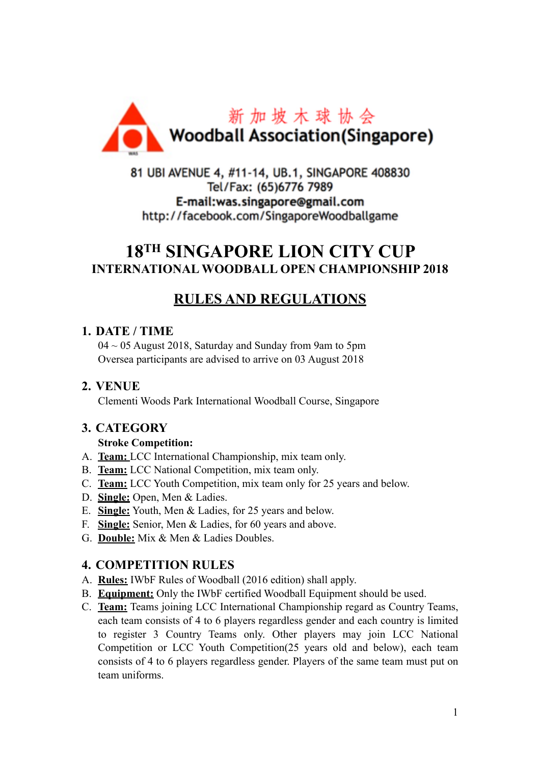新加坡木球协会
Woodball Association(Singapore)

81 UBI AVENUE 4, #11-14, UB.1, SINGAPORE 408830
Tel/Fax: (65)6776 7989
E-mail:was.singapore@gmail.com
http://facebook.com/SingaporeWoodballgame

# 18TH SINGAPORE LION CITY CUP
## INTERNATIONAL WOODBALL OPEN CHAMPIONSHIP 2018

## RULES AND REGULATIONS

### 1. DATE / TIME

04 ~ 05 August 2018, Saturday and Sunday from 9am to 5pm
Oversea participants are advised to arrive on 03 August 2018

### 2. VENUE

Clementi Woods Park International Woodball Course, Singapore

### 3. CATEGORY

**Stroke Competition:**

A. **Team:** LCC International Championship, mix team only.
B. **Team:** LCC National Competition, mix team only.
C. **Team:** LCC Youth Competition, mix team only for 25 years and below.
D. **Single:** Open, Men & Ladies.
E. **Single:** Youth, Men & Ladies, for 25 years and below.
F. **Single:** Senior, Men & Ladies, for 60 years and above.
G. **Double:** Mix & Men & Ladies Doubles.

### 4. COMPETITION RULES

A. **Rules:** IWbF Rules of Woodball (2016 edition) shall apply.
B. **Equipment:** Only the IWbF certified Woodball Equipment should be used.
C. **Team:** Teams joining LCC International Championship regard as Country Teams, each team consists of 4 to 6 players regardless gender and each country is limited to register 3 Country Teams only. Other players may join LCC National Competition or LCC Youth Competition(25 years old and below), each team consists of 4 to 6 players regardless gender. Players of the same team must put on team uniforms.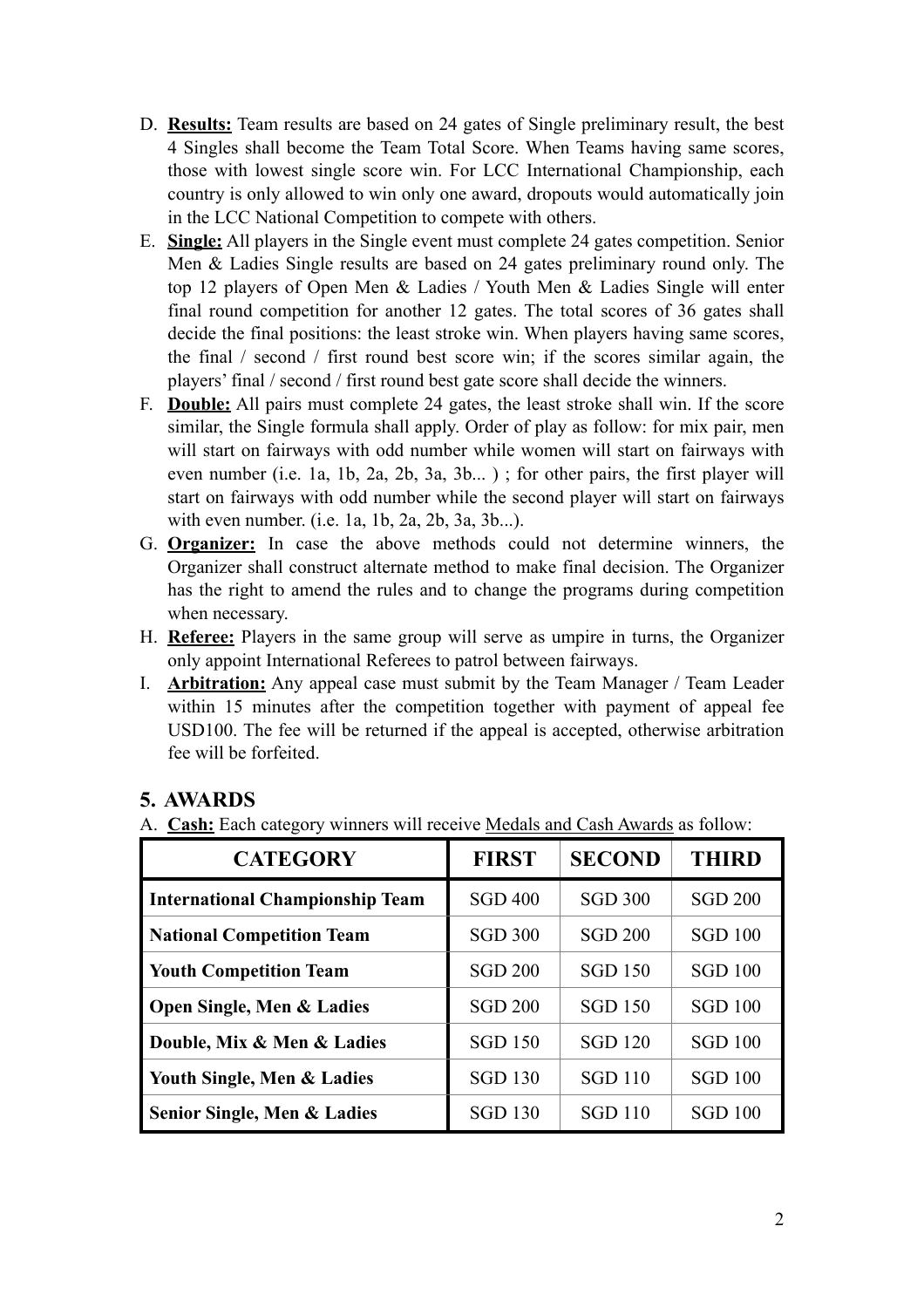D. **<u>Results:</u>** Team results are based on 24 gates of Single preliminary result, the best 4 Singles shall become the Team Total Score. When Teams having same scores, those with lowest single score win. For LCC International Championship, each country is only allowed to win only one award, dropouts would automatically join in the LCC National Competition to compete with others.
E. **<u>Single:</u>** All players in the Single event must complete 24 gates competition. Senior Men & Ladies Single results are based on 24 gates preliminary round only. The top 12 players of Open Men & Ladies / Youth Men & Ladies Single will enter final round competition for another 12 gates. The total scores of 36 gates shall decide the final positions: the least stroke win. When players having same scores, the final / second / first round best score win; if the scores similar again, the players' final / second / first round best gate score shall decide the winners.
F. **<u>Double:</u>** All pairs must complete 24 gates, the least stroke shall win. If the score similar, the Single formula shall apply. Order of play as follow: for mix pair, men will start on fairways with odd number while women will start on fairways with even number (i.e. 1a, 1b, 2a, 2b, 3a, 3b... ) ; for other pairs, the first player will start on fairways with odd number while the second player will start on fairways with even number. (i.e. 1a, 1b, 2a, 2b, 3a, 3b...).
G. **<u>Organizer:</u>** In case the above methods could not determine winners, the Organizer shall construct alternate method to make final decision. The Organizer has the right to amend the rules and to change the programs during competition when necessary.
H. **<u>Referee:</u>** Players in the same group will serve as umpire in turns, the Organizer only appoint International Referees to patrol between fairways.
I. **<u>Arbitration:</u>** Any appeal case must submit by the Team Manager / Team Leader within 15 minutes after the competition together with payment of appeal fee USD100. The fee will be returned if the appeal is accepted, otherwise arbitration fee will be forfeited.

## 5. AWARDS

A. **<u>Cash:</u>** Each category winners will receive <u>Medals and Cash Awards</u> as follow:

| CATEGORY | FIRST | SECOND | THIRD |
|---|---|---|---|
| **International Championship Team** | SGD 400 | SGD 300 | SGD 200 |
| **National Competition Team** | SGD 300 | SGD 200 | SGD 100 |
| **Youth Competition Team** | SGD 200 | SGD 150 | SGD 100 |
| **Open Single, Men & Ladies** | SGD 200 | SGD 150 | SGD 100 |
| **Double, Mix & Men & Ladies** | SGD 150 | SGD 120 | SGD 100 |
| **Youth Single, Men & Ladies** | SGD 130 | SGD 110 | SGD 100 |
| **Senior Single, Men & Ladies** | SGD 130 | SGD 110 | SGD 100 |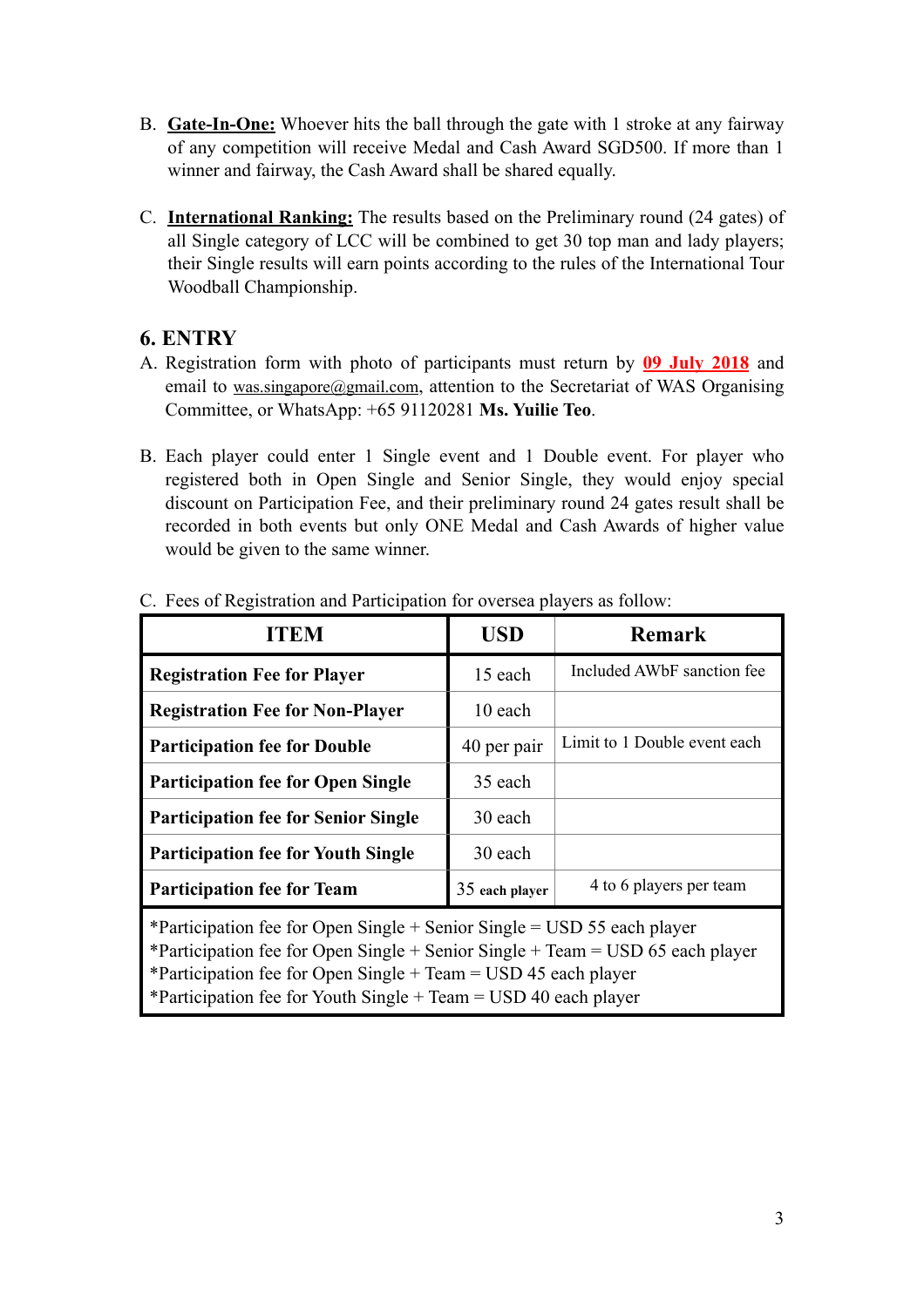B. **Gate-In-One:** Whoever hits the ball through the gate with 1 stroke at any fairway of any competition will receive Medal and Cash Award SGD500. If more than 1 winner and fairway, the Cash Award shall be shared equally.

C. **International Ranking:** The results based on the Preliminary round (24 gates) of all Single category of LCC will be combined to get 30 top man and lady players; their Single results will earn points according to the rules of the International Tour Woodball Championship.

## 6. ENTRY

A. Registration form with photo of participants must return by **09 July 2018** and email to was.singapore@gmail.com, attention to the Secretariat of WAS Organising Committee, or WhatsApp: +65 91120281 **Ms. Yuilie Teo**.

B. Each player could enter 1 Single event and 1 Double event. For player who registered both in Open Single and Senior Single, they would enjoy special discount on Participation Fee, and their preliminary round 24 gates result shall be recorded in both events but only ONE Medal and Cash Awards of higher value would be given to the same winner.

C. Fees of Registration and Participation for oversea players as follow:

| ITEM | USD | Remark |
|---|---|---|
| **Registration Fee for Player** | 15 each | Included AWbF sanction fee |
| **Registration Fee for Non-Player** | 10 each | |
| **Participation fee for Double** | 40 per pair | Limit to 1 Double event each |
| **Participation fee for Open Single** | 35 each | |
| **Participation fee for Senior Single** | 30 each | |
| **Participation fee for Youth Single** | 30 each | |
| **Participation fee for Team** | 35 **each player** | 4 to 6 players per team |

*Participation fee for Open Single + Senior Single = USD 55 each player
*Participation fee for Open Single + Senior Single + Team = USD 65 each player
*Participation fee for Open Single + Team = USD 45 each player
*Participation fee for Youth Single + Team = USD 40 each player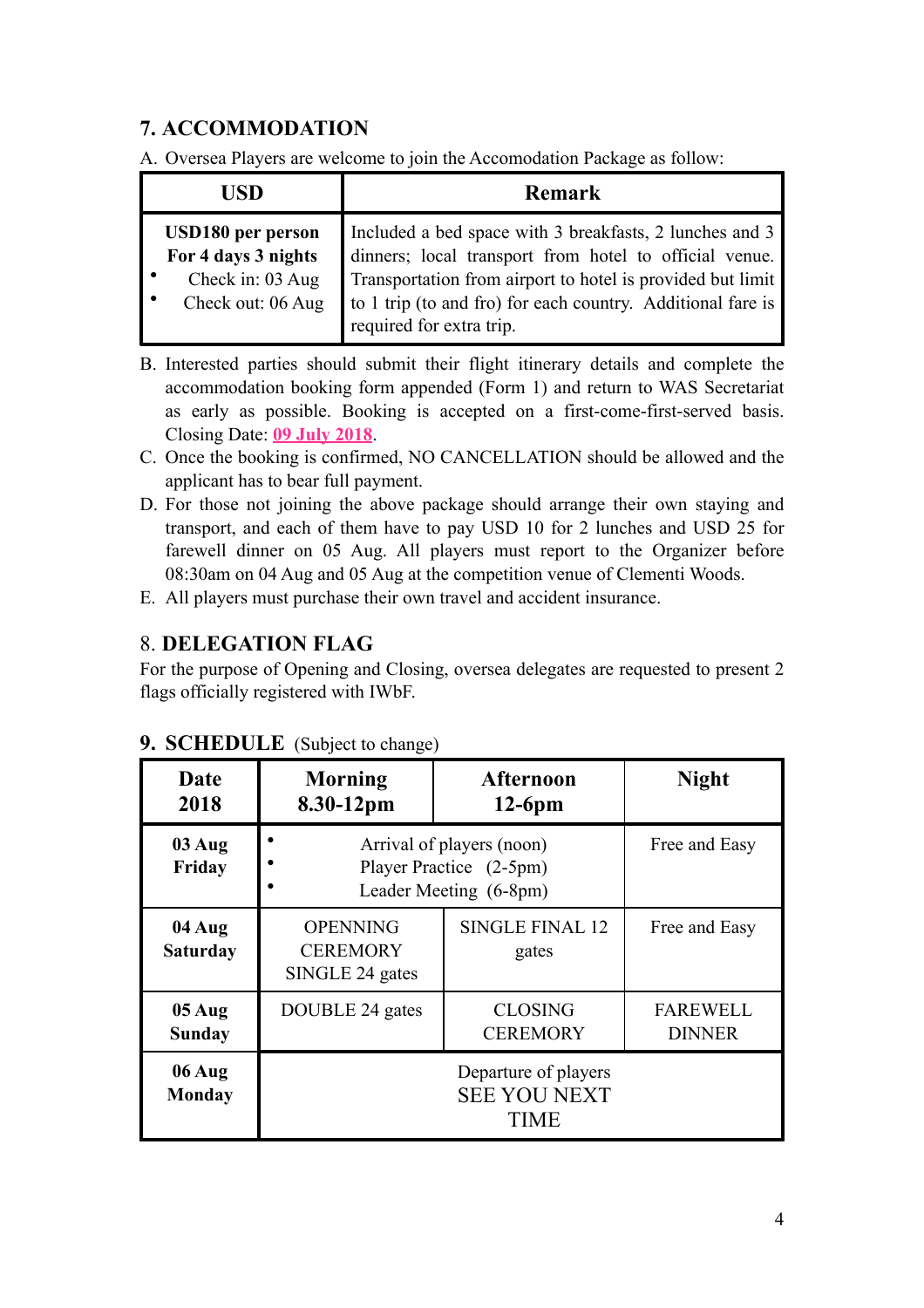## 7. ACCOMMODATION

A. Oversea Players are welcome to join the Accomodation Package as follow:

| USD | Remark |
|---|---|
| **USD180 per person**<br>**For 4 days 3 nights**<br>• Check in: 03 Aug<br>• Check out: 06 Aug | Included a bed space with 3 breakfasts, 2 lunches and 3 dinners; local transport from hotel to official venue. Transportation from airport to hotel is provided but limit to 1 trip (to and fro) for each country. Additional fare is required for extra trip. |

B. Interested parties should submit their flight itinerary details and complete the accommodation booking form appended (Form 1) and return to WAS Secretariat as early as possible. Booking is accepted on a first-come-first-served basis. Closing Date: **09 July 2018**.

C. Once the booking is confirmed, NO CANCELLATION should be allowed and the applicant has to bear full payment.

D. For those not joining the above package should arrange their own staying and transport, and each of them have to pay USD 10 for 2 lunches and USD 25 for farewell dinner on 05 Aug. All players must report to the Organizer before 08:30am on 04 Aug and 05 Aug at the competition venue of Clementi Woods.

E. All players must purchase their own travel and accident insurance.

## 8. DELEGATION FLAG

For the purpose of Opening and Closing, oversea delegates are requested to present 2 flags officially registered with IWbF.

## 9. SCHEDULE (Subject to change)

| Date 2018 | Morning 8.30-12pm | Afternoon 12-6pm | Night |
|---|---|---|---|
| **03 Aug Friday** | • Arrival of players (noon)<br>• Player Practice (2-5pm)<br>• Leader Meeting (6-8pm) | | Free and Easy |
| **04 Aug Saturday** | OPENNING CEREMORY SINGLE 24 gates | SINGLE FINAL 12 gates | Free and Easy |
| **05 Aug Sunday** | DOUBLE 24 gates | CLOSING CEREMORY | FAREWELL DINNER |
| **06 Aug Monday** | Departure of players<br>SEE YOU NEXT TIME | | |